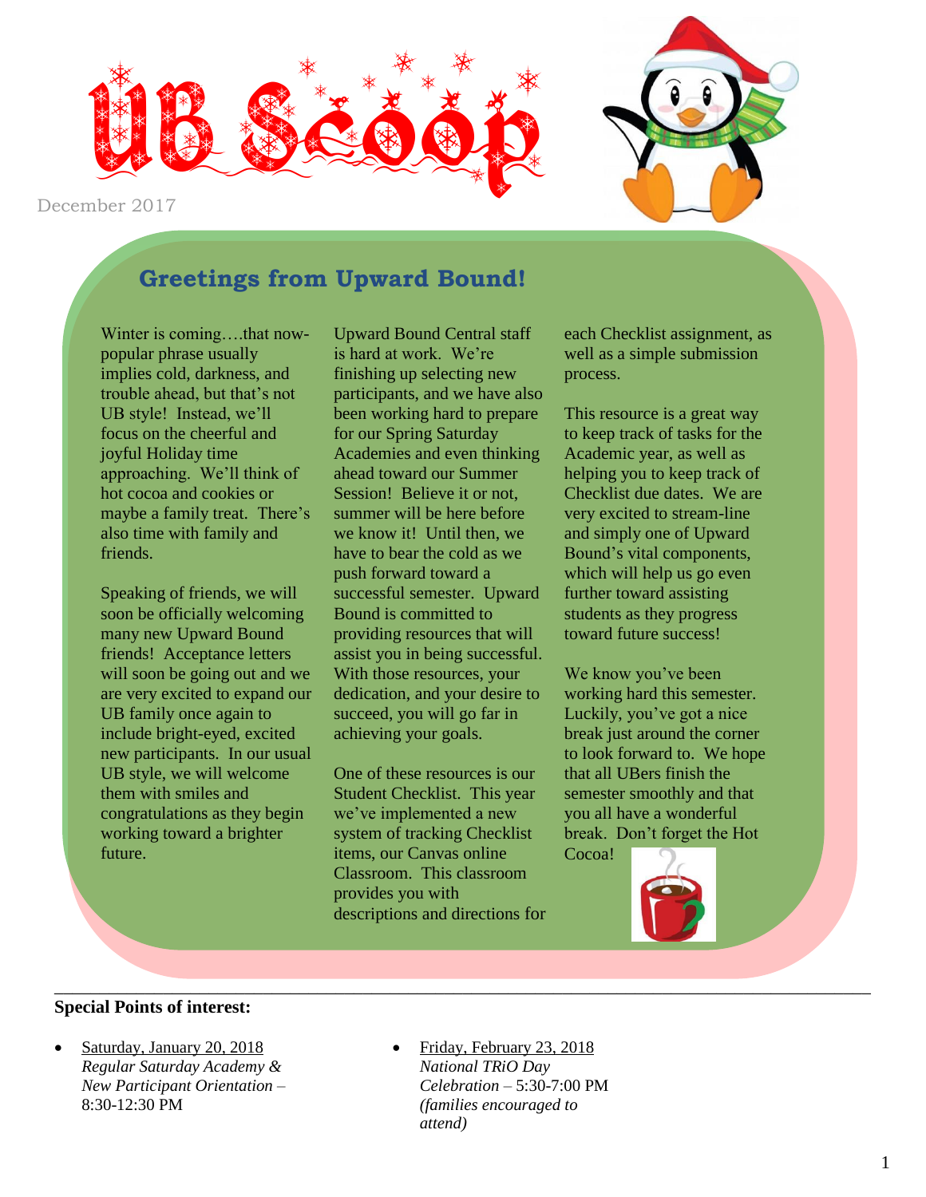# UB Scoop

December 2017

## Greetings from Upward Bound!

Winter is coming….that now-popular phrase usually implies cold, darkness, and trouble ahead, but that's not UB style! Instead, we'll focus on the cheerful and joyful Holiday time approaching. We'll think of hot cocoa and cookies or maybe a family treat. There's also time with family and friends.

Speaking of friends, we will soon be officially welcoming many new Upward Bound friends! Acceptance letters will soon be going out and we are very excited to expand our UB family once again to include bright-eyed, excited new participants. In our usual UB style, we will welcome them with smiles and congratulations as they begin working toward a brighter future.

Upward Bound Central staff is hard at work. We're finishing up selecting new participants, and we have also been working hard to prepare for our Spring Saturday Academies and even thinking ahead toward our Summer Session! Believe it or not, summer will be here before we know it! Until then, we have to bear the cold as we push forward toward a successful semester. Upward Bound is committed to providing resources that will assist you in being successful. With those resources, your dedication, and your desire to succeed, you will go far in achieving your goals.

One of these resources is our Student Checklist. This year we've implemented a new system of tracking Checklist items, our Canvas online Classroom. This classroom provides you with descriptions and directions for each Checklist assignment, as well as a simple submission process.

This resource is a great way to keep track of tasks for the Academic year, as well as helping you to keep track of Checklist due dates. We are very excited to stream-line and simply one of Upward Bound's vital components, which will help us go even further toward assisting students as they progress toward future success!

We know you've been working hard this semester. Luckily, you've got a nice break just around the corner to look forward to. We hope that all UBers finish the semester smoothly and that you all have a wonderful break. Don't forget the Hot Cocoa!

---

**Special Points of interest:**

- Saturday, January 20, 2018
  *Regular Saturday Academy & New Participant Orientation* – 8:30-12:30 PM
- Friday, February 23, 2018
  *National TRiO Day Celebration* – 5:30-7:00 PM *(families encouraged to attend)*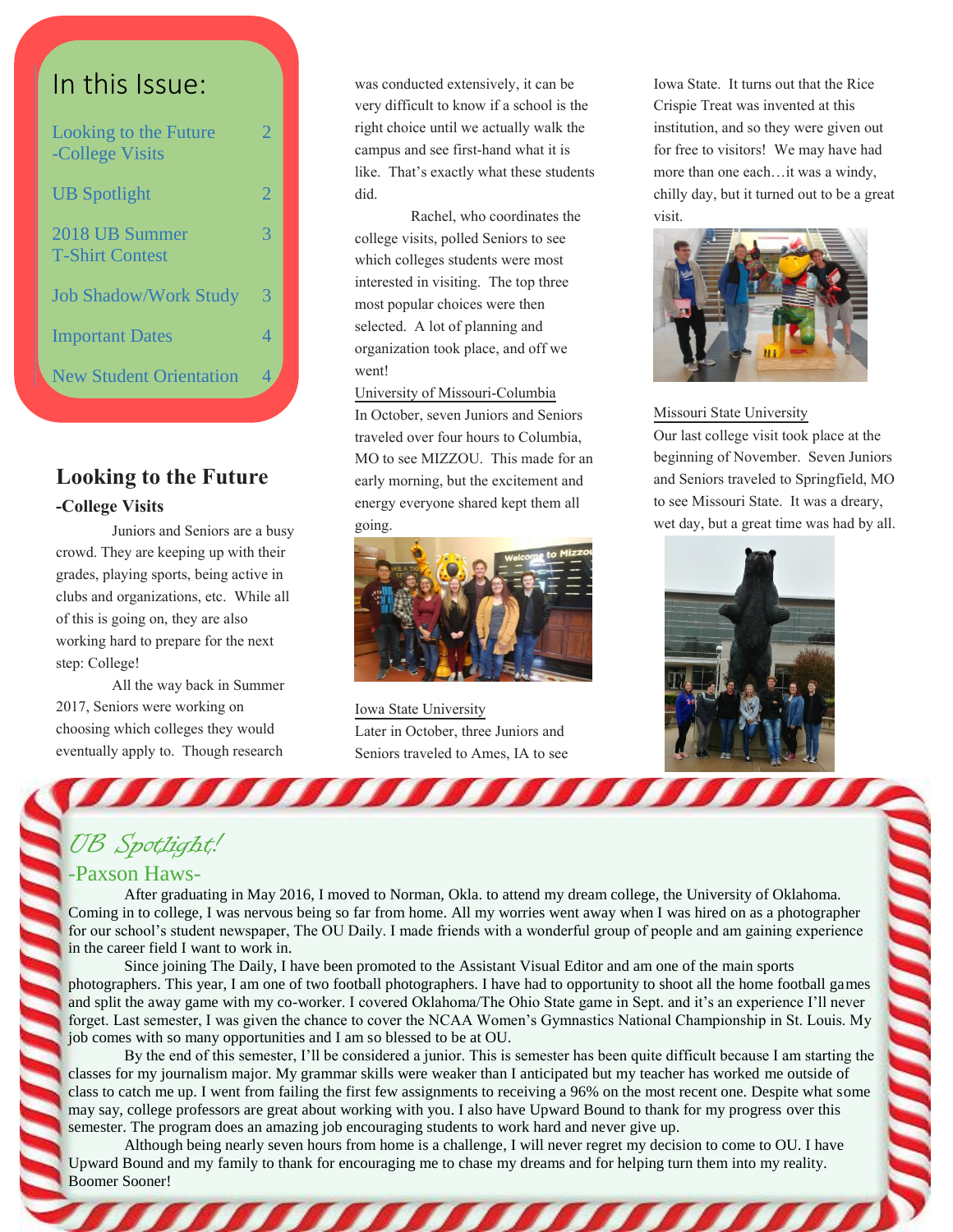## In this Issue:

| | |
|---|---|
| Looking to the Future -College Visits | 2 |
| UB Spotlight | 2 |
| 2018 UB Summer T-Shirt Contest | 3 |
| Job Shadow/Work Study | 3 |
| Important Dates | 4 |
| New Student Orientation | 4 |

## Looking to the Future

### -College Visits

Juniors and Seniors are a busy crowd. They are keeping up with their grades, playing sports, being active in clubs and organizations, etc. While all of this is going on, they are also working hard to prepare for the next step: College!

All the way back in Summer 2017, Seniors were working on choosing which colleges they would eventually apply to. Though research was conducted extensively, it can be very difficult to know if a school is the right choice until we actually walk the campus and see first-hand what it is like. That's exactly what these students did.

Rachel, who coordinates the college visits, polled Seniors to see which colleges students were most interested in visiting. The top three most popular choices were then selected. A lot of planning and organization took place, and off we went!

University of Missouri-Columbia

In October, seven Juniors and Seniors traveled over four hours to Columbia, MO to see MIZZOU. This made for an early morning, but the excitement and energy everyone shared kept them all going.

Iowa State University

Later in October, three Juniors and Seniors traveled to Ames, IA to see Iowa State. It turns out that the Rice Crispie Treat was invented at this institution, and so they were given out for free to visitors! We may have had more than one each…it was a windy, chilly day, but it turned out to be a great visit.

Missouri State University

Our last college visit took place at the beginning of November. Seven Juniors and Seniors traveled to Springfield, MO to see Missouri State. It was a dreary, wet day, but a great time was had by all.

## *UB Spotlight!*

### -Paxson Haws-

After graduating in May 2016, I moved to Norman, Okla. to attend my dream college, the University of Oklahoma. Coming in to college, I was nervous being so far from home. All my worries went away when I was hired on as a photographer for our school's student newspaper, The OU Daily. I made friends with a wonderful group of people and am gaining experience in the career field I want to work in.

Since joining The Daily, I have been promoted to the Assistant Visual Editor and am one of the main sports photographers. This year, I am one of two football photographers. I have had to opportunity to shoot all the home football games and split the away game with my co-worker. I covered Oklahoma/The Ohio State game in Sept. and it's an experience I'll never forget. Last semester, I was given the chance to cover the NCAA Women's Gymnastics National Championship in St. Louis. My job comes with so many opportunities and I am so blessed to be at OU.

By the end of this semester, I'll be considered a junior. This is semester has been quite difficult because I am starting the classes for my journalism major. My grammar skills were weaker than I anticipated but my teacher has worked me outside of class to catch me up. I went from failing the first few assignments to receiving a 96% on the most recent one. Despite what some may say, college professors are great about working with you. I also have Upward Bound to thank for my progress over this semester. The program does an amazing job encouraging students to work hard and never give up.

Although being nearly seven hours from home is a challenge, I will never regret my decision to come to OU. I have Upward Bound and my family to thank for encouraging me to chase my dreams and for helping turn them into my reality. Boomer Sooner!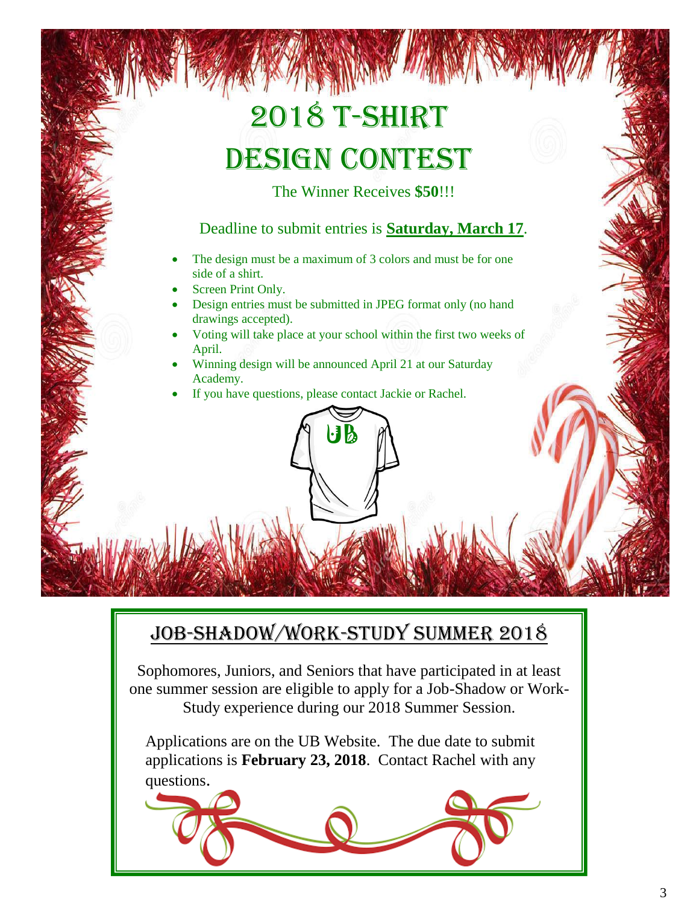# 2018 T-SHIRT DESIGN CONTEST

The Winner Receives **$50**!!!

Deadline to submit entries is **Saturday, March 17**.

- The design must be a maximum of 3 colors and must be for one side of a shirt.
- Screen Print Only.
- Design entries must be submitted in JPEG format only (no hand drawings accepted).
- Voting will take place at your school within the first two weeks of April.
- Winning design will be announced April 21 at our Saturday Academy.
- If you have questions, please contact Jackie or Rachel.

## JOB-SHADOW/WORK-STUDY SUMMER 2018

Sophomores, Juniors, and Seniors that have participated in at least one summer session are eligible to apply for a Job-Shadow or Work-Study experience during our 2018 Summer Session.

Applications are on the UB Website. The due date to submit applications is **February 23, 2018**. Contact Rachel with any questions.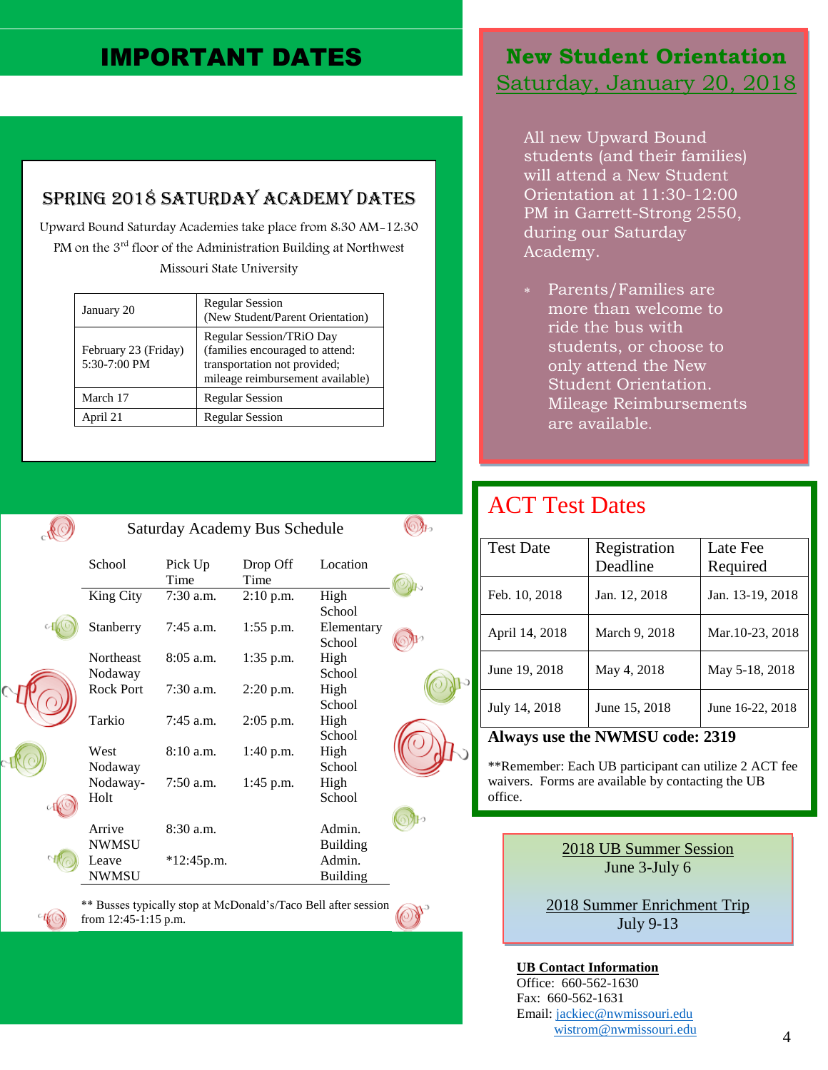# IMPORTANT DATES

## SPRING 2018 SATURDAY ACADEMY DATES

Upward Bound Saturday Academies take place from 8:30 AM–12:30 PM on the 3rd floor of the Administration Building at Northwest Missouri State University

| | |
|---|---|
| January 20 | Regular Session (New Student/Parent Orientation) |
| February 23 (Friday) 5:30-7:00 PM | Regular Session/TRiO Day (families encouraged to attend: transportation not provided; mileage reimbursement available) |
| March 17 | Regular Session |
| April 21 | Regular Session |

## Saturday Academy Bus Schedule

| School | Pick Up Time | Drop Off Time | Location |
|---|---|---|---|
| King City | 7:30 a.m. | 2:10 p.m. | High School |
| Stanberry | 7:45 a.m. | 1:55 p.m. | Elementary School |
| Northeast Nodaway | 8:05 a.m. | 1:35 p.m. | High School |
| Rock Port | 7:30 a.m. | 2:20 p.m. | High School |
| Tarkio | 7:45 a.m. | 2:05 p.m. | High School |
| West Nodaway | 8:10 a.m. | 1:40 p.m. | High School |
| Nodaway-Holt | 7:50 a.m. | 1:45 p.m. | High School |
| Arrive NWMSU | 8:30 a.m. | | Admin. Building |
| Leave NWMSU | *12:45p.m. | | Admin. Building |

** Busses typically stop at McDonald's/Taco Bell after session from 12:45-1:15 p.m.

## New Student Orientation
## Saturday, January 20, 2018

All new Upward Bound students (and their families) will attend a New Student Orientation at 11:30-12:00 PM in Garrett-Strong 2550, during our Saturday Academy.

* Parents/Families are more than welcome to ride the bus with students, or choose to only attend the New Student Orientation. Mileage Reimbursements are available.

## ACT Test Dates

| Test Date | Registration Deadline | Late Fee Required |
|---|---|---|
| Feb. 10, 2018 | Jan. 12, 2018 | Jan. 13-19, 2018 |
| April 14, 2018 | March 9, 2018 | Mar.10-23, 2018 |
| June 19, 2018 | May 4, 2018 | May 5-18, 2018 |
| July 14, 2018 | June 15, 2018 | June 16-22, 2018 |

**Always use the NWMSU code: 2319**

**Remember: Each UB participant can utilize 2 ACT fee waivers. Forms are available by contacting the UB office.

2018 UB Summer Session
June 3-July 6

2018 Summer Enrichment Trip
July 9-13

**UB Contact Information**
Office: 660-562-1630
Fax: 660-562-1631
Email: jackiec@nwmissouri.edu
wistrom@nwmissouri.edu